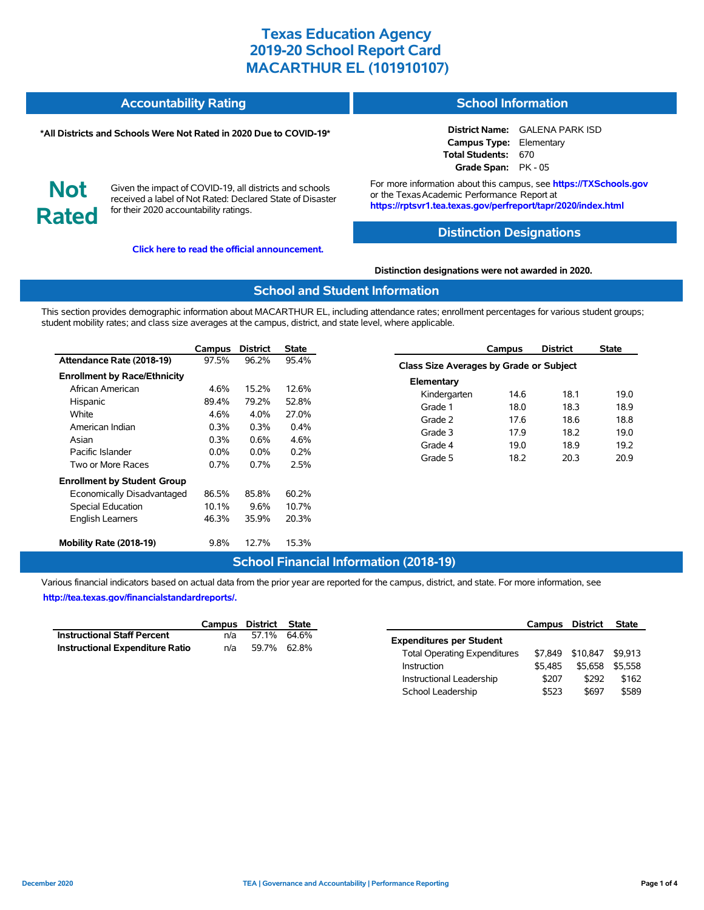# Texas Education Agency
# 2019-20 School Report Card
# MACARTHUR EL (101910107)

## Accountability Rating

**\*All Districts and Schools Were Not Rated in 2020 Due to COVID-19\***

**Not Rated**

Given the impact of COVID-19, all districts and schools received a label of Not Rated: Declared State of Disaster for their 2020 accountability ratings.

**Click here to read the official announcement.**

## School Information

**District Name:** GALENA PARK ISD
**Campus Type:** Elementary
**Total Students:** 670
**Grade Span:** PK - 05

For more information about this campus, see **https://TXSchools.gov** or the Texas Academic Performance Report at **https://rptsvr1.tea.texas.gov/perfreport/tapr/2020/index.html**

## Distinction Designations

**Distinction designations were not awarded in 2020.**

## School and Student Information

This section provides demographic information about MACARTHUR EL, including attendance rates; enrollment percentages for various student groups; student mobility rates; and class size averages at the campus, district, and state level, where applicable.

| | Campus | District | State |
|---|---|---|---|
| **Attendance Rate (2018-19)** | 97.5% | 96.2% | 95.4% |
| **Enrollment by Race/Ethnicity** | | | |
| African American | 4.6% | 15.2% | 12.6% |
| Hispanic | 89.4% | 79.2% | 52.8% |
| White | 4.6% | 4.0% | 27.0% |
| American Indian | 0.3% | 0.3% | 0.4% |
| Asian | 0.3% | 0.6% | 4.6% |
| Pacific Islander | 0.0% | 0.0% | 0.2% |
| Two or More Races | 0.7% | 0.7% | 2.5% |
| **Enrollment by Student Group** | | | |
| Economically Disadvantaged | 86.5% | 85.8% | 60.2% |
| Special Education | 10.1% | 9.6% | 10.7% |
| English Learners | 46.3% | 35.9% | 20.3% |
| **Mobility Rate (2018-19)** | 9.8% | 12.7% | 15.3% |

| | Campus | District | State |
|---|---|---|---|
| **Class Size Averages by Grade or Subject** | | | |
| **Elementary** | | | |
| Kindergarten | 14.6 | 18.1 | 19.0 |
| Grade 1 | 18.0 | 18.3 | 18.9 |
| Grade 2 | 17.6 | 18.6 | 18.8 |
| Grade 3 | 17.9 | 18.2 | 19.0 |
| Grade 4 | 19.0 | 18.9 | 19.2 |
| Grade 5 | 18.2 | 20.3 | 20.9 |

## School Financial Information (2018-19)

Various financial indicators based on actual data from the prior year are reported for the campus, district, and state. For more information, see **http://tea.texas.gov/financialstandardreports/.**

| | Campus | District | State |
|---|---|---|---|
| **Instructional Staff Percent** | n/a | 57.1% | 64.6% |
| **Instructional Expenditure Ratio** | n/a | 59.7% | 62.8% |

| | Campus | District | State |
|---|---|---|---|
| **Expenditures per Student** | | | |
| Total Operating Expenditures | $7,849 | $10,847 | $9,913 |
| Instruction | $5,485 | $5,658 | $5,558 |
| Instructional Leadership | $207 | $292 | $162 |
| School Leadership | $523 | $697 | $589 |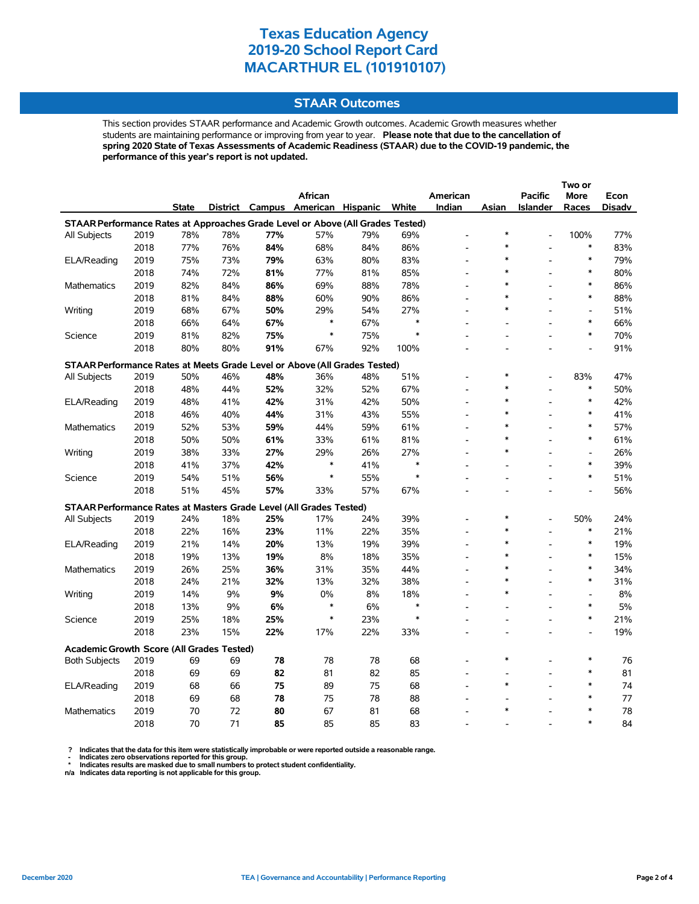# Texas Education Agency
# 2019-20 School Report Card
# MACARTHUR EL (101910107)

## STAAR Outcomes

This section provides STAAR performance and Academic Growth outcomes. Academic Growth measures whether students are maintaining performance or improving from year to year. **Please note that due to the cancellation of spring 2020 State of Texas Assessments of Academic Readiness (STAAR) due to the COVID-19 pandemic, the performance of this year's report is not updated.**

| | | State | District | Campus | African American | Hispanic | White | American Indian | Asian | Pacific Islander | Two or More Races | Econ Disadv |
|---|---|---|---|---|---|---|---|---|---|---|---|---|
| **STAAR Performance Rates at Approaches Grade Level or Above (All Grades Tested)** | | | | | | | | | | | | |
| All Subjects | 2019 | 78% | 78% | **77%** | 57% | 79% | 69% | - | * | - | 100% | 77% |
| | 2018 | 77% | 76% | **84%** | 68% | 84% | 86% | - | * | - | * | 83% |
| ELA/Reading | 2019 | 75% | 73% | **79%** | 63% | 80% | 83% | - | * | - | * | 79% |
| | 2018 | 74% | 72% | **81%** | 77% | 81% | 85% | - | * | - | * | 80% |
| Mathematics | 2019 | 82% | 84% | **86%** | 69% | 88% | 78% | - | * | - | * | 86% |
| | 2018 | 81% | 84% | **88%** | 60% | 90% | 86% | - | * | - | * | 88% |
| Writing | 2019 | 68% | 67% | **50%** | 29% | 54% | 27% | - | * | - | - | 51% |
| | 2018 | 66% | 64% | **67%** | * | 67% | * | - | - | - | * | 66% |
| Science | 2019 | 81% | 82% | **75%** | * | 75% | * | - | - | - | * | 70% |
| | 2018 | 80% | 80% | **91%** | 67% | 92% | 100% | - | - | - | - | 91% |
| **STAAR Performance Rates at Meets Grade Level or Above (All Grades Tested)** | | | | | | | | | | | | |
| All Subjects | 2019 | 50% | 46% | **48%** | 36% | 48% | 51% | - | * | - | 83% | 47% |
| | 2018 | 48% | 44% | **52%** | 32% | 52% | 67% | - | * | - | * | 50% |
| ELA/Reading | 2019 | 48% | 41% | **42%** | 31% | 42% | 50% | - | * | - | * | 42% |
| | 2018 | 46% | 40% | **44%** | 31% | 43% | 55% | - | * | - | * | 41% |
| Mathematics | 2019 | 52% | 53% | **59%** | 44% | 59% | 61% | - | * | - | * | 57% |
| | 2018 | 50% | 50% | **61%** | 33% | 61% | 81% | - | * | - | * | 61% |
| Writing | 2019 | 38% | 33% | **27%** | 29% | 26% | 27% | - | * | - | - | 26% |
| | 2018 | 41% | 37% | **42%** | * | 41% | * | - | - | - | * | 39% |
| Science | 2019 | 54% | 51% | **56%** | * | 55% | * | - | - | - | * | 51% |
| | 2018 | 51% | 45% | **57%** | 33% | 57% | 67% | - | - | - | - | 56% |
| **STAAR Performance Rates at Masters Grade Level (All Grades Tested)** | | | | | | | | | | | | |
| All Subjects | 2019 | 24% | 18% | **25%** | 17% | 24% | 39% | - | * | - | 50% | 24% |
| | 2018 | 22% | 16% | **23%** | 11% | 22% | 35% | - | * | - | * | 21% |
| ELA/Reading | 2019 | 21% | 14% | **20%** | 13% | 19% | 39% | - | * | - | * | 19% |
| | 2018 | 19% | 13% | **19%** | 8% | 18% | 35% | - | * | - | * | 15% |
| Mathematics | 2019 | 26% | 25% | **36%** | 31% | 35% | 44% | - | * | - | * | 34% |
| | 2018 | 24% | 21% | **32%** | 13% | 32% | 38% | - | * | - | * | 31% |
| Writing | 2019 | 14% | 9% | **9%** | 0% | 8% | 18% | - | * | - | - | 8% |
| | 2018 | 13% | 9% | **6%** | * | 6% | * | - | - | - | * | 5% |
| Science | 2019 | 25% | 18% | **25%** | * | 23% | * | - | - | - | * | 21% |
| | 2018 | 23% | 15% | **22%** | 17% | 22% | 33% | - | - | - | - | 19% |
| **Academic Growth Score (All Grades Tested)** | | | | | | | | | | | | |
| Both Subjects | 2019 | 69 | 69 | **78** | 78 | 78 | 68 | - | * | - | * | 76 |
| | 2018 | 69 | 69 | **82** | 81 | 82 | 85 | - | - | - | * | 81 |
| ELA/Reading | 2019 | 68 | 66 | **75** | 89 | 75 | 68 | - | * | - | * | 74 |
| | 2018 | 69 | 68 | **78** | 75 | 78 | 88 | - | - | - | * | 77 |
| Mathematics | 2019 | 70 | 72 | **80** | 67 | 81 | 68 | - | * | - | * | 78 |
| | 2018 | 70 | 71 | **85** | 85 | 85 | 83 | - | - | - | * | 84 |

**? Indicates that the data for this item were statistically improbable or were reported outside a reasonable range.**
**- Indicates zero observations reported for this group.**
**\* Indicates results are masked due to small numbers to protect student confidentiality.**
**n/a Indicates data reporting is not applicable for this group.**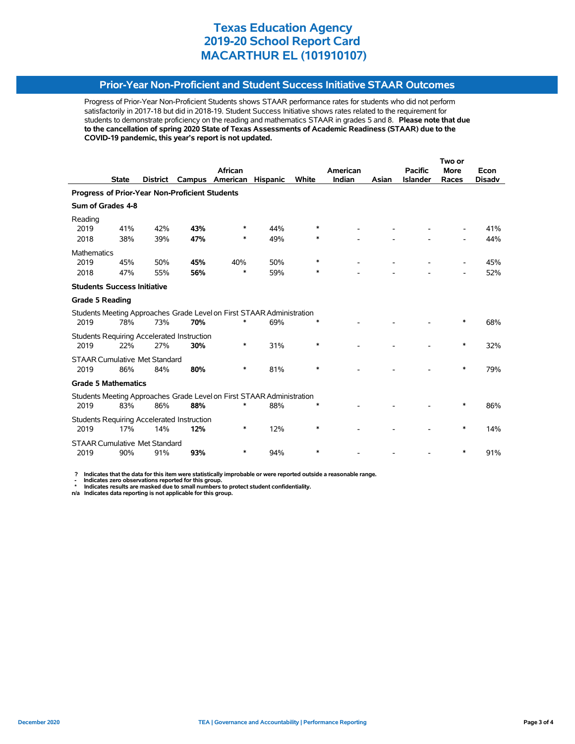# Texas Education Agency
# 2019-20 School Report Card
# MACARTHUR EL (101910107)

## Prior-Year Non-Proficient and Student Success Initiative STAAR Outcomes

Progress of Prior-Year Non-Proficient Students shows STAAR performance rates for students who did not perform satisfactorily in 2017-18 but did in 2018-19. Student Success Initiative shows rates related to the requirement for students to demonstrate proficiency on the reading and mathematics STAAR in grades 5 and 8. **Please note that due to the cancellation of spring 2020 State of Texas Assessments of Academic Readiness (STAAR) due to the COVID-19 pandemic, this year's report is not updated.**

| | State | District | Campus | African American | Hispanic | White | American Indian | Asian | Pacific Islander | Two or More Races | Econ Disadv |
|---|---|---|---|---|---|---|---|---|---|---|---|
| **Progress of Prior-Year Non-Proficient Students** | | | | | | | | | | | |
| **Sum of Grades 4-8** | | | | | | | | | | | |
| Reading | | | | | | | | | | | |
| 2019 | 41% | 42% | **43%** | * | 44% | * | - | - | - | - | 41% |
| 2018 | 38% | 39% | **47%** | * | 49% | * | - | - | - | - | 44% |
| Mathematics | | | | | | | | | | | |
| 2019 | 45% | 50% | **45%** | 40% | 50% | * | - | - | - | - | 45% |
| 2018 | 47% | 55% | **56%** | * | 59% | * | - | - | - | - | 52% |
| **Students Success Initiative** | | | | | | | | | | | |
| **Grade 5 Reading** | | | | | | | | | | | |
| Students Meeting Approaches Grade Level on First STAAR Administration | | | | | | | | | | | |
| 2019 | 78% | 73% | **70%** | * | 69% | * | - | - | - | * | 68% |
| Students Requiring Accelerated Instruction | | | | | | | | | | | |
| 2019 | 22% | 27% | **30%** | * | 31% | * | - | - | - | * | 32% |
| STAAR Cumulative Met Standard | | | | | | | | | | | |
| 2019 | 86% | 84% | **80%** | * | 81% | * | - | - | - | * | 79% |
| **Grade 5 Mathematics** | | | | | | | | | | | |
| Students Meeting Approaches Grade Level on First STAAR Administration | | | | | | | | | | | |
| 2019 | 83% | 86% | **88%** | * | 88% | * | - | - | - | * | 86% |
| Students Requiring Accelerated Instruction | | | | | | | | | | | |
| 2019 | 17% | 14% | **12%** | * | 12% | * | - | - | - | * | 14% |
| STAAR Cumulative Met Standard | | | | | | | | | | | |
| 2019 | 90% | 91% | **93%** | * | 94% | * | - | - | - | * | 91% |

**?** Indicates that the data for this item were statistically improbable or were reported outside a reasonable range.
**-** Indicates zero observations reported for this group.
**\*** Indicates results are masked due to small numbers to protect student confidentiality.
**n/a** Indicates data reporting is not applicable for this group.